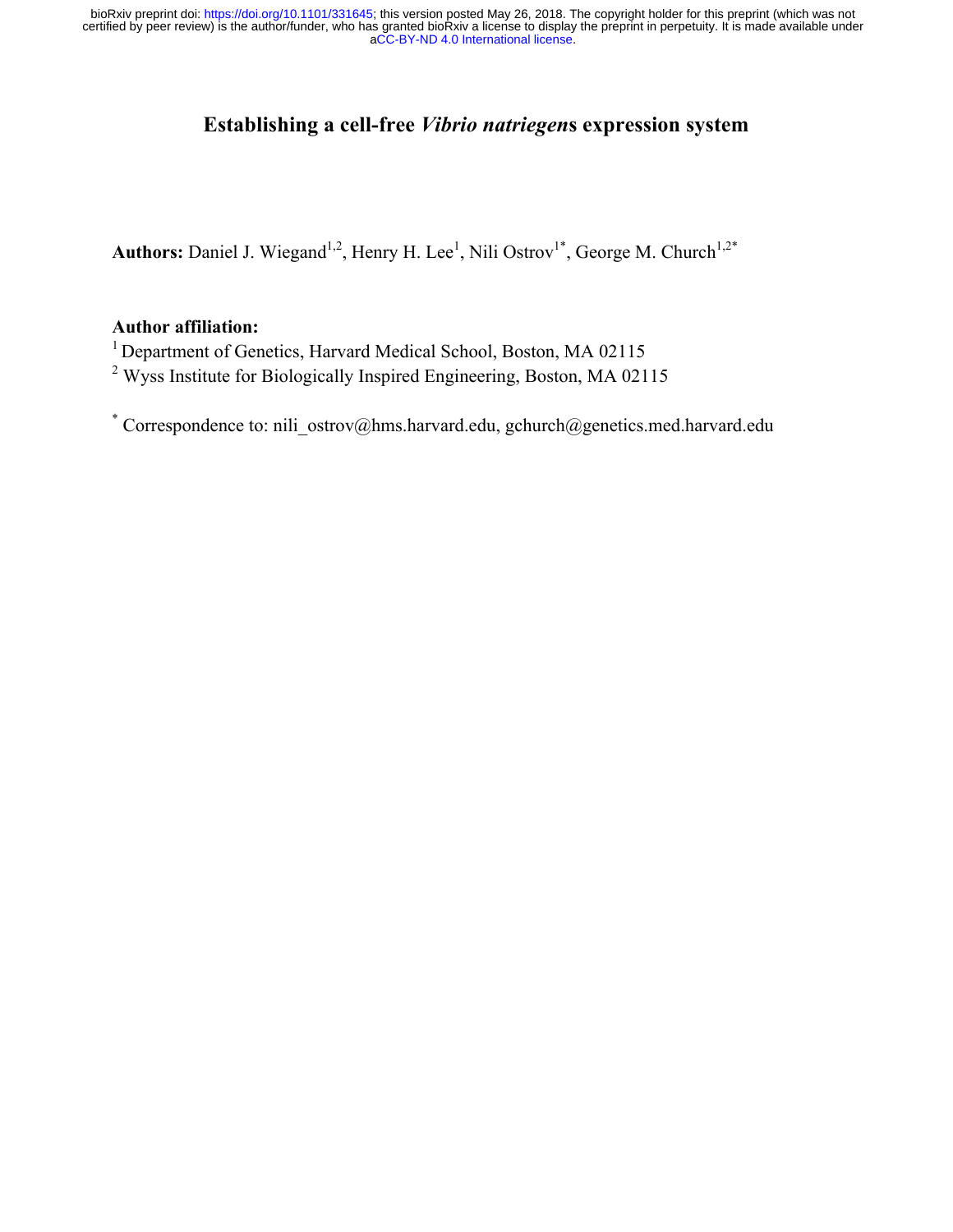# Establishing a cell-free *Vibrio natriegen*s expression system

**Authors:** Daniel J. Wiegand[1,2], Henry H. Lee[1], Nili Ostrov[1*], George M. Church[1,2*]

**Author affiliation:**

[1] Department of Genetics, Harvard Medical School, Boston, MA 02115

[2] Wyss Institute for Biologically Inspired Engineering, Boston, MA 02115

[*] Correspondence to: nili_ostrov@hms.harvard.edu, gchurch@genetics.med.harvard.edu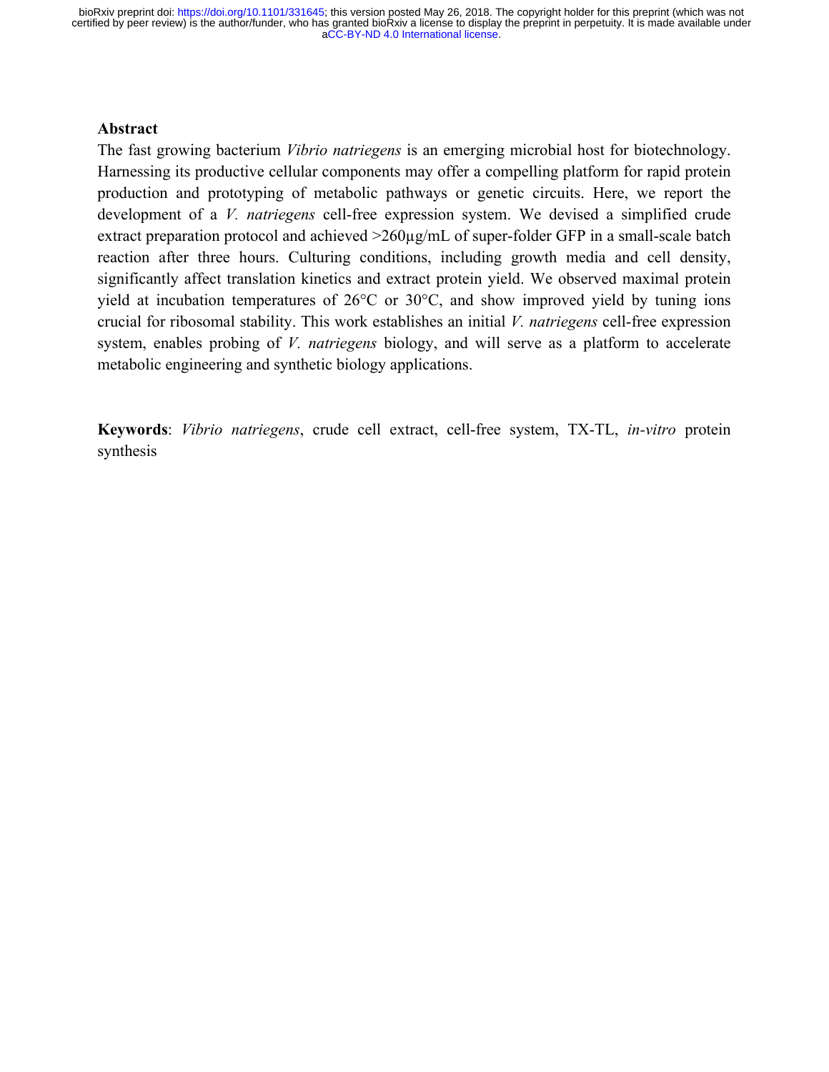## Abstract

The fast growing bacterium *Vibrio natriegens* is an emerging microbial host for biotechnology. Harnessing its productive cellular components may offer a compelling platform for rapid protein production and prototyping of metabolic pathways or genetic circuits. Here, we report the development of a *V. natriegens* cell-free expression system. We devised a simplified crude extract preparation protocol and achieved >260μg/mL of super-folder GFP in a small-scale batch reaction after three hours. Culturing conditions, including growth media and cell density, significantly affect translation kinetics and extract protein yield. We observed maximal protein yield at incubation temperatures of 26°C or 30°C, and show improved yield by tuning ions crucial for ribosomal stability. This work establishes an initial *V. natriegens* cell-free expression system, enables probing of *V. natriegens* biology, and will serve as a platform to accelerate metabolic engineering and synthetic biology applications.

**Keywords**: *Vibrio natriegens*, crude cell extract, cell-free system, TX-TL, *in-vitro* protein synthesis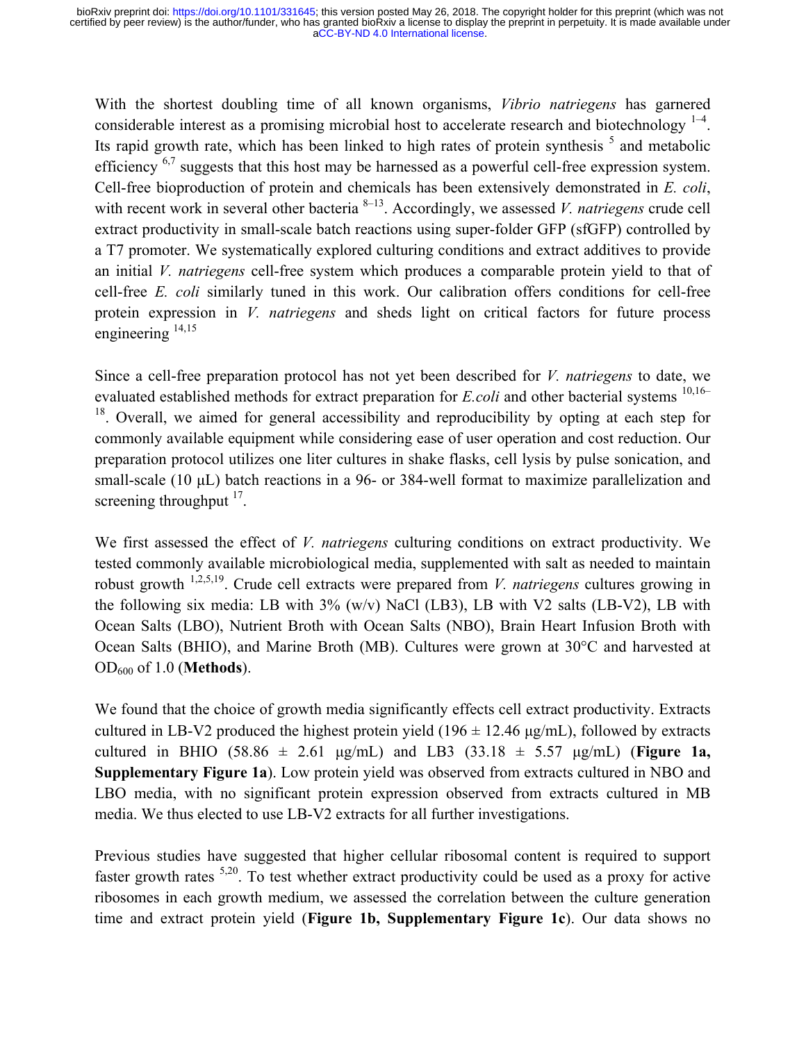With the shortest doubling time of all known organisms, *Vibrio natriegens* has garnered considerable interest as a promising microbial host to accelerate research and biotechnology [1–4]. Its rapid growth rate, which has been linked to high rates of protein synthesis [5] and metabolic efficiency [6,7] suggests that this host may be harnessed as a powerful cell-free expression system. Cell-free bioproduction of protein and chemicals has been extensively demonstrated in *E. coli*, with recent work in several other bacteria [8–13]. Accordingly, we assessed *V. natriegens* crude cell extract productivity in small-scale batch reactions using super-folder GFP (sfGFP) controlled by a T7 promoter. We systematically explored culturing conditions and extract additives to provide an initial *V. natriegens* cell-free system which produces a comparable protein yield to that of cell-free *E. coli* similarly tuned in this work. Our calibration offers conditions for cell-free protein expression in *V. natriegens* and sheds light on critical factors for future process engineering [14,15]

Since a cell-free preparation protocol has not yet been described for *V. natriegens* to date, we evaluated established methods for extract preparation for *E.coli* and other bacterial systems [10,16–18]. Overall, we aimed for general accessibility and reproducibility by opting at each step for commonly available equipment while considering ease of user operation and cost reduction. Our preparation protocol utilizes one liter cultures in shake flasks, cell lysis by pulse sonication, and small-scale (10 μL) batch reactions in a 96- or 384-well format to maximize parallelization and screening throughput [17].

We first assessed the effect of *V. natriegens* culturing conditions on extract productivity. We tested commonly available microbiological media, supplemented with salt as needed to maintain robust growth [1,2,5,19]. Crude cell extracts were prepared from *V. natriegens* cultures growing in the following six media: LB with 3% (w/v) NaCl (LB3), LB with V2 salts (LB-V2), LB with Ocean Salts (LBO), Nutrient Broth with Ocean Salts (NBO), Brain Heart Infusion Broth with Ocean Salts (BHIO), and Marine Broth (MB). Cultures were grown at 30°C and harvested at $OD_{600}$ of 1.0 (**Methods**).

We found that the choice of growth media significantly effects cell extract productivity. Extracts cultured in LB-V2 produced the highest protein yield (196 ± 12.46 μg/mL), followed by extracts cultured in BHIO (58.86 ± 2.61 μg/mL) and LB3 (33.18 ± 5.57 μg/mL) (**Figure 1a, Supplementary Figure 1a**). Low protein yield was observed from extracts cultured in NBO and LBO media, with no significant protein expression observed from extracts cultured in MB media. We thus elected to use LB-V2 extracts for all further investigations.

Previous studies have suggested that higher cellular ribosomal content is required to support faster growth rates [5,20]. To test whether extract productivity could be used as a proxy for active ribosomes in each growth medium, we assessed the correlation between the culture generation time and extract protein yield (**Figure 1b, Supplementary Figure 1c**). Our data shows no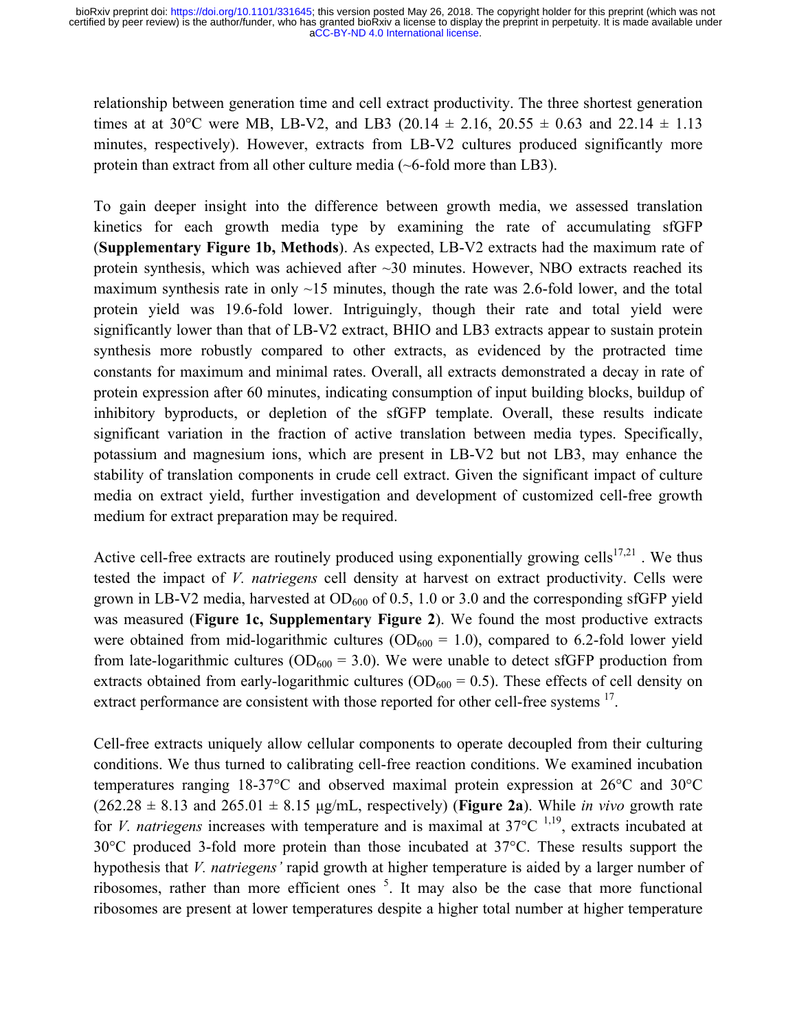relationship between generation time and cell extract productivity. The three shortest generation times at at 30°C were MB, LB-V2, and LB3 (20.14 ± 2.16, 20.55 ± 0.63 and 22.14 ± 1.13 minutes, respectively). However, extracts from LB-V2 cultures produced significantly more protein than extract from all other culture media (~6-fold more than LB3).

To gain deeper insight into the difference between growth media, we assessed translation kinetics for each growth media type by examining the rate of accumulating sfGFP (**Supplementary Figure 1b, Methods**). As expected, LB-V2 extracts had the maximum rate of protein synthesis, which was achieved after ~30 minutes. However, NBO extracts reached its maximum synthesis rate in only ~15 minutes, though the rate was 2.6-fold lower, and the total protein yield was 19.6-fold lower. Intriguingly, though their rate and total yield were significantly lower than that of LB-V2 extract, BHIO and LB3 extracts appear to sustain protein synthesis more robustly compared to other extracts, as evidenced by the protracted time constants for maximum and minimal rates. Overall, all extracts demonstrated a decay in rate of protein expression after 60 minutes, indicating consumption of input building blocks, buildup of inhibitory byproducts, or depletion of the sfGFP template. Overall, these results indicate significant variation in the fraction of active translation between media types. Specifically, potassium and magnesium ions, which are present in LB-V2 but not LB3, may enhance the stability of translation components in crude cell extract. Given the significant impact of culture media on extract yield, further investigation and development of customized cell-free growth medium for extract preparation may be required.

Active cell-free extracts are routinely produced using exponentially growing cells[17,21] . We thus tested the impact of *V. natriegens* cell density at harvest on extract productivity. Cells were grown in LB-V2 media, harvested at $OD_{600}$ of 0.5, 1.0 or 3.0 and the corresponding sfGFP yield was measured (**Figure 1c, Supplementary Figure 2**). We found the most productive extracts were obtained from mid-logarithmic cultures ($OD_{600}$ = 1.0), compared to 6.2-fold lower yield from late-logarithmic cultures ($OD_{600}$ = 3.0). We were unable to detect sfGFP production from extracts obtained from early-logarithmic cultures ($OD_{600}$ = 0.5). These effects of cell density on extract performance are consistent with those reported for other cell-free systems [17].

Cell-free extracts uniquely allow cellular components to operate decoupled from their culturing conditions. We thus turned to calibrating cell-free reaction conditions. We examined incubation temperatures ranging 18-37°C and observed maximal protein expression at 26°C and 30°C (262.28 ± 8.13 and 265.01 ± 8.15 µg/mL, respectively) (**Figure 2a**). While *in vivo* growth rate for *V. natriegens* increases with temperature and is maximal at 37°C [1,19], extracts incubated at 30°C produced 3-fold more protein than those incubated at 37°C. These results support the hypothesis that *V. natriegens'* rapid growth at higher temperature is aided by a larger number of ribosomes, rather than more efficient ones [5]. It may also be the case that more functional ribosomes are present at lower temperatures despite a higher total number at higher temperature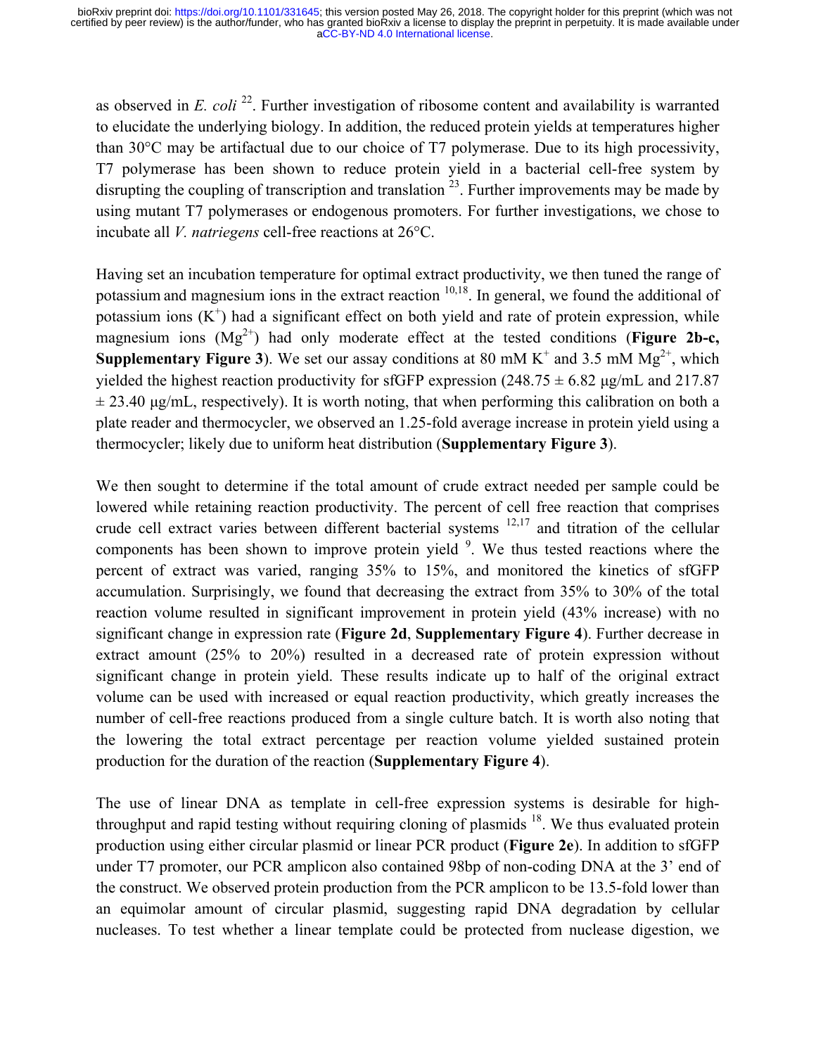as observed in *E. coli* [22]. Further investigation of ribosome content and availability is warranted to elucidate the underlying biology. In addition, the reduced protein yields at temperatures higher than 30°C may be artifactual due to our choice of T7 polymerase. Due to its high processivity, T7 polymerase has been shown to reduce protein yield in a bacterial cell-free system by disrupting the coupling of transcription and translation [23]. Further improvements may be made by using mutant T7 polymerases or endogenous promoters. For further investigations, we chose to incubate all *V. natriegens* cell-free reactions at 26°C.

Having set an incubation temperature for optimal extract productivity, we then tuned the range of potassium and magnesium ions in the extract reaction [10,18]. In general, we found the additional of potassium ions ($K^+$) had a significant effect on both yield and rate of protein expression, while magnesium ions ($Mg^{2+}$) had only moderate effect at the tested conditions (**Figure 2b-c, Supplementary Figure 3**). We set our assay conditions at 80 mM $K^+$ and 3.5 mM $Mg^{2+}$, which yielded the highest reaction productivity for sfGFP expression (248.75 ± 6.82 μg/mL and 217.87 ± 23.40 μg/mL, respectively). It is worth noting, that when performing this calibration on both a plate reader and thermocycler, we observed an 1.25-fold average increase in protein yield using a thermocycler; likely due to uniform heat distribution (**Supplementary Figure 3**).

We then sought to determine if the total amount of crude extract needed per sample could be lowered while retaining reaction productivity. The percent of cell free reaction that comprises crude cell extract varies between different bacterial systems [12,17] and titration of the cellular components has been shown to improve protein yield [9]. We thus tested reactions where the percent of extract was varied, ranging 35% to 15%, and monitored the kinetics of sfGFP accumulation. Surprisingly, we found that decreasing the extract from 35% to 30% of the total reaction volume resulted in significant improvement in protein yield (43% increase) with no significant change in expression rate (**Figure 2d**, **Supplementary Figure 4**). Further decrease in extract amount (25% to 20%) resulted in a decreased rate of protein expression without significant change in protein yield. These results indicate up to half of the original extract volume can be used with increased or equal reaction productivity, which greatly increases the number of cell-free reactions produced from a single culture batch. It is worth also noting that the lowering the total extract percentage per reaction volume yielded sustained protein production for the duration of the reaction (**Supplementary Figure 4**).

The use of linear DNA as template in cell-free expression systems is desirable for high-throughput and rapid testing without requiring cloning of plasmids [18]. We thus evaluated protein production using either circular plasmid or linear PCR product (**Figure 2e**). In addition to sfGFP under T7 promoter, our PCR amplicon also contained 98bp of non-coding DNA at the 3' end of the construct. We observed protein production from the PCR amplicon to be 13.5-fold lower than an equimolar amount of circular plasmid, suggesting rapid DNA degradation by cellular nucleases. To test whether a linear template could be protected from nuclease digestion, we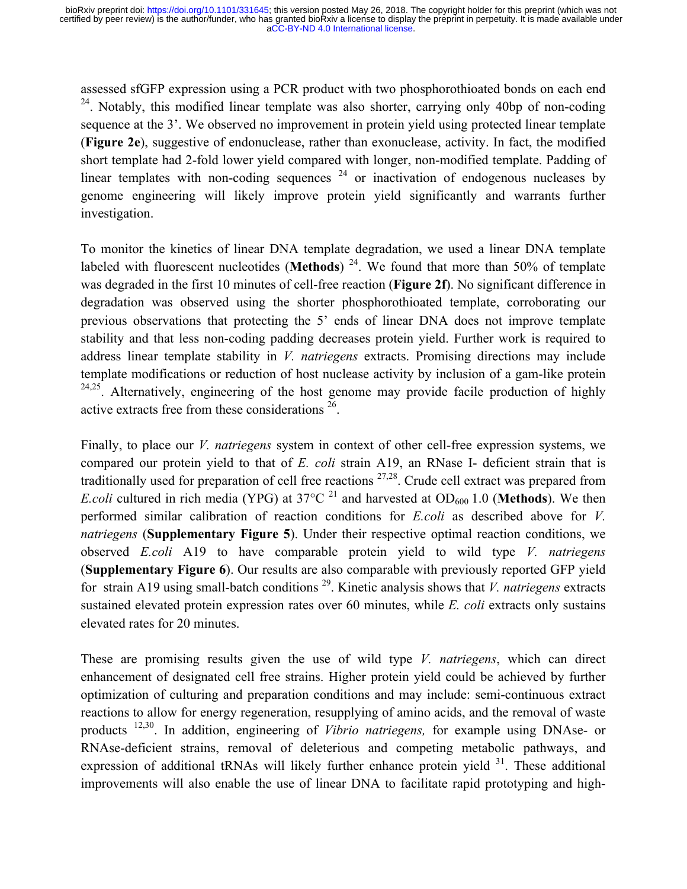assessed sfGFP expression using a PCR product with two phosphorothioated bonds on each end [24]. Notably, this modified linear template was also shorter, carrying only 40bp of non-coding sequence at the 3'. We observed no improvement in protein yield using protected linear template (**Figure 2e**), suggestive of endonuclease, rather than exonuclease, activity. In fact, the modified short template had 2-fold lower yield compared with longer, non-modified template. Padding of linear templates with non-coding sequences [24] or inactivation of endogenous nucleases by genome engineering will likely improve protein yield significantly and warrants further investigation.

To monitor the kinetics of linear DNA template degradation, we used a linear DNA template labeled with fluorescent nucleotides (**Methods**) [24]. We found that more than 50% of template was degraded in the first 10 minutes of cell-free reaction (**Figure 2f**). No significant difference in degradation was observed using the shorter phosphorothioated template, corroborating our previous observations that protecting the 5' ends of linear DNA does not improve template stability and that less non-coding padding decreases protein yield. Further work is required to address linear template stability in *V. natriegens* extracts. Promising directions may include template modifications or reduction of host nuclease activity by inclusion of a gam-like protein [24,25]. Alternatively, engineering of the host genome may provide facile production of highly active extracts free from these considerations [26].

Finally, to place our *V. natriegens* system in context of other cell-free expression systems, we compared our protein yield to that of *E. coli* strain A19, an RNase I- deficient strain that is traditionally used for preparation of cell free reactions [27,28]. Crude cell extract was prepared from *E.coli* cultured in rich media (YPG) at 37°C [21] and harvested at $OD_{600}$ 1.0 (**Methods**). We then performed similar calibration of reaction conditions for *E.coli* as described above for *V. natriegens* (**Supplementary Figure 5**). Under their respective optimal reaction conditions, we observed *E.coli* A19 to have comparable protein yield to wild type *V. natriegens* (**Supplementary Figure 6**). Our results are also comparable with previously reported GFP yield for strain A19 using small-batch conditions [29]. Kinetic analysis shows that *V. natriegens* extracts sustained elevated protein expression rates over 60 minutes, while *E. coli* extracts only sustains elevated rates for 20 minutes.

These are promising results given the use of wild type *V. natriegens*, which can direct enhancement of designated cell free strains. Higher protein yield could be achieved by further optimization of culturing and preparation conditions and may include: semi-continuous extract reactions to allow for energy regeneration, resupplying of amino acids, and the removal of waste products [12,30]. In addition, engineering of *Vibrio natriegens,* for example using DNAse- or RNAse-deficient strains, removal of deleterious and competing metabolic pathways, and expression of additional tRNAs will likely further enhance protein yield [31]. These additional improvements will also enable the use of linear DNA to facilitate rapid prototyping and high-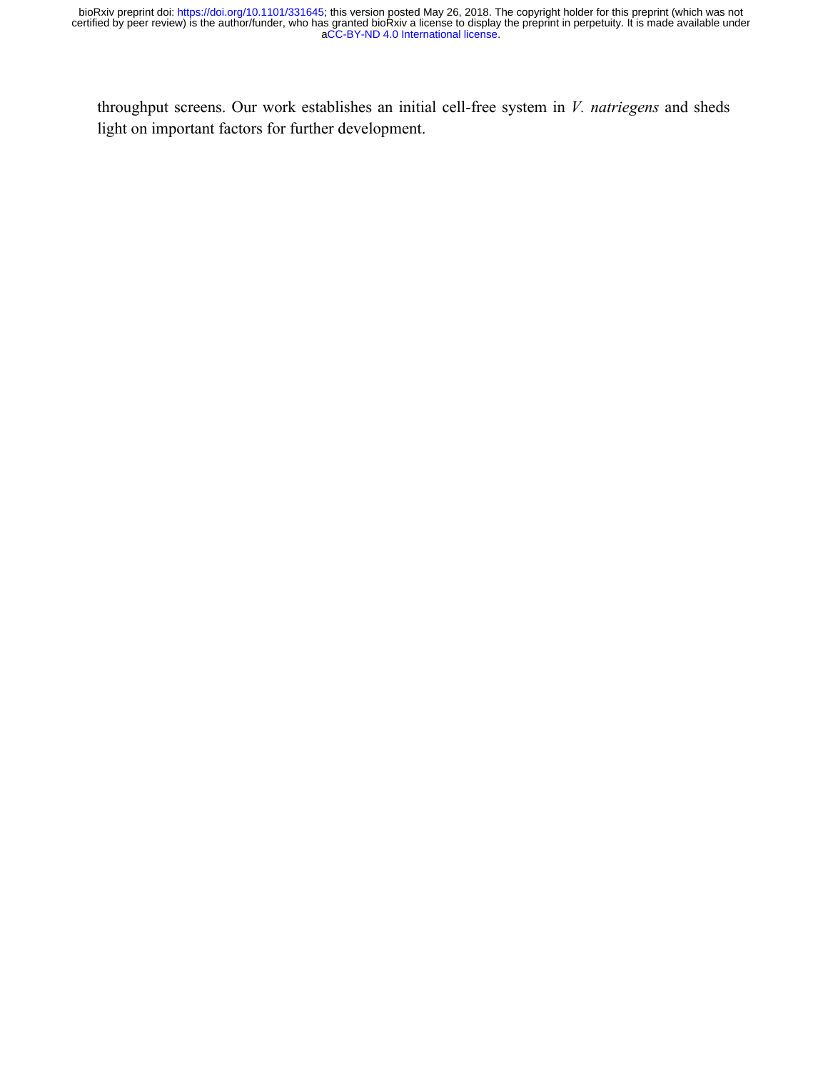throughput screens. Our work establishes an initial cell-free system in *V. natriegens* and sheds light on important factors for further development.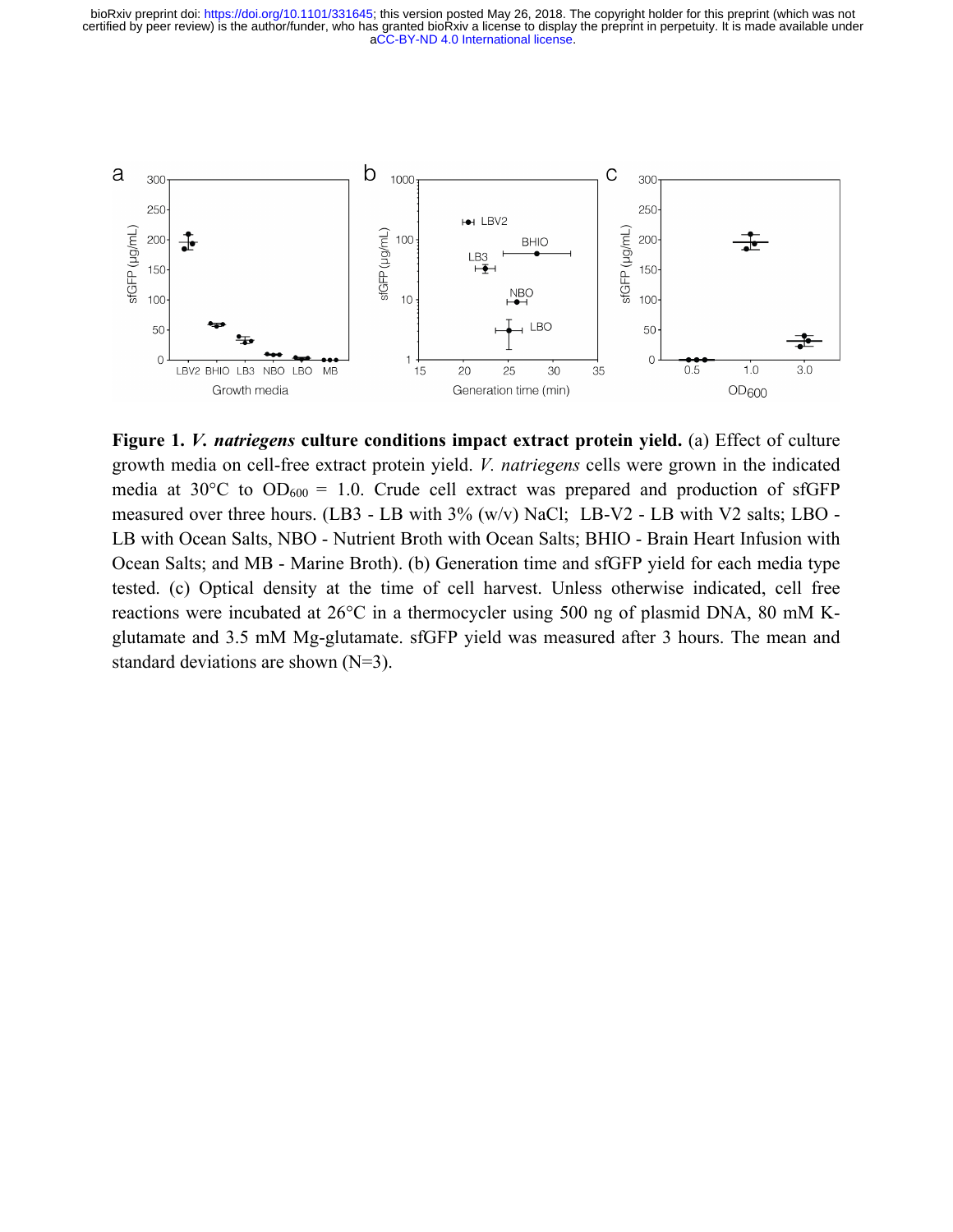**Figure 1. *V. natriegens* culture conditions impact extract protein yield.** (a) Effect of culture growth media on cell-free extract protein yield. *V. natriegens* cells were grown in the indicated media at 30°C to $OD_{600}$ = 1.0. Crude cell extract was prepared and production of sfGFP measured over three hours. (LB3 - LB with 3% (w/v) NaCl; LB-V2 - LB with V2 salts; LBO - LB with Ocean Salts, NBO - Nutrient Broth with Ocean Salts; BHIO - Brain Heart Infusion with Ocean Salts; and MB - Marine Broth). (b) Generation time and sfGFP yield for each media type tested. (c) Optical density at the time of cell harvest. Unless otherwise indicated, cell free reactions were incubated at 26°C in a thermocycler using 500 ng of plasmid DNA, 80 mM K-glutamate and 3.5 mM Mg-glutamate. sfGFP yield was measured after 3 hours. The mean and standard deviations are shown (N=3).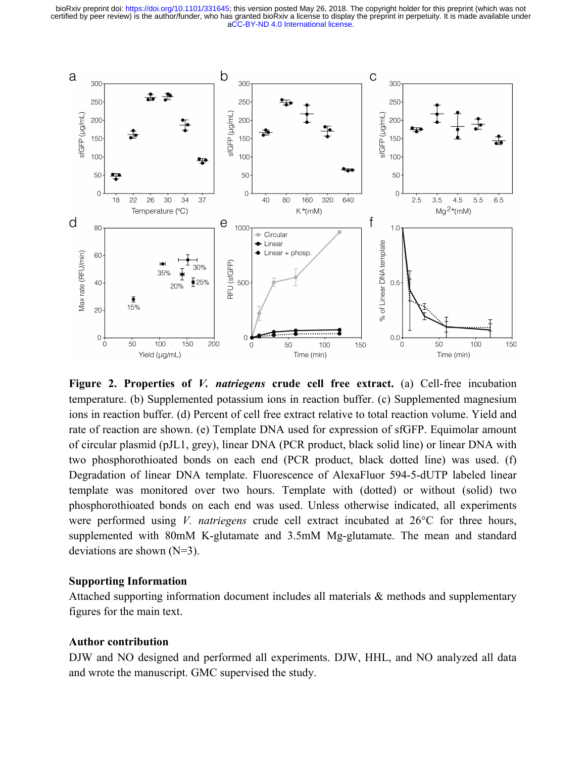**Figure 2. Properties of *V. natriegens* crude cell free extract.** (a) Cell-free incubation temperature. (b) Supplemented potassium ions in reaction buffer. (c) Supplemented magnesium ions in reaction buffer. (d) Percent of cell free extract relative to total reaction volume. Yield and rate of reaction are shown. (e) Template DNA used for expression of sfGFP. Equimolar amount of circular plasmid (pJL1, grey), linear DNA (PCR product, black solid line) or linear DNA with two phosphorothioated bonds on each end (PCR product, black dotted line) was used. (f) Degradation of linear DNA template. Fluorescence of AlexaFluor 594-5-dUTP labeled linear template was monitored over two hours. Template with (dotted) or without (solid) two phosphorothioated bonds on each end was used. Unless otherwise indicated, all experiments were performed using *V. natriegens* crude cell extract incubated at 26°C for three hours, supplemented with 80mM K-glutamate and 3.5mM Mg-glutamate. The mean and standard deviations are shown (N=3).

## Supporting Information

Attached supporting information document includes all materials & methods and supplementary figures for the main text.

## Author contribution

DJW and NO designed and performed all experiments. DJW, HHL, and NO analyzed all data and wrote the manuscript. GMC supervised the study.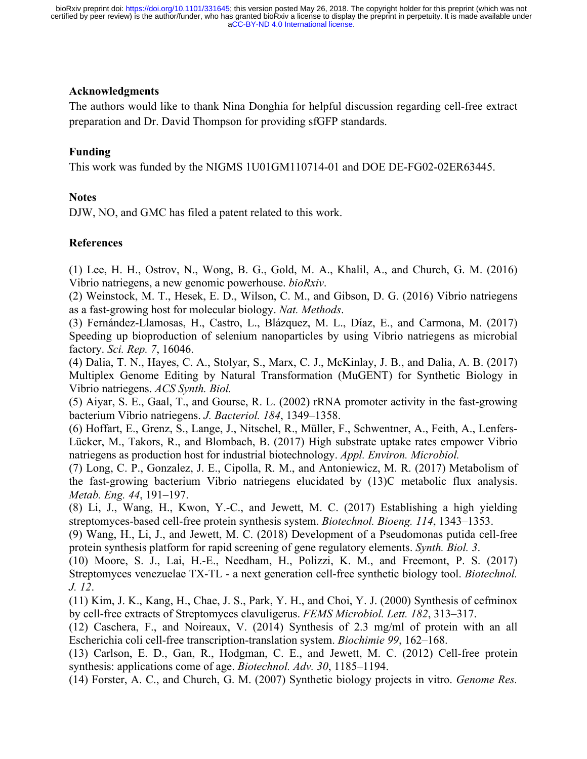## Acknowledgments

The authors would like to thank Nina Donghia for helpful discussion regarding cell-free extract preparation and Dr. David Thompson for providing sfGFP standards.

## Funding

This work was funded by the NIGMS 1U01GM110714-01 and DOE DE-FG02-02ER63445.

## Notes

DJW, NO, and GMC has filed a patent related to this work.

## References

(1) Lee, H. H., Ostrov, N., Wong, B. G., Gold, M. A., Khalil, A., and Church, G. M. (2016) Vibrio natriegens, a new genomic powerhouse. *bioRxiv*.

(2) Weinstock, M. T., Hesek, E. D., Wilson, C. M., and Gibson, D. G. (2016) Vibrio natriegens as a fast-growing host for molecular biology. *Nat. Methods*.

(3) Fernández-Llamosas, H., Castro, L., Blázquez, M. L., Díaz, E., and Carmona, M. (2017) Speeding up bioproduction of selenium nanoparticles by using Vibrio natriegens as microbial factory. *Sci. Rep. 7*, 16046.

(4) Dalia, T. N., Hayes, C. A., Stolyar, S., Marx, C. J., McKinlay, J. B., and Dalia, A. B. (2017) Multiplex Genome Editing by Natural Transformation (MuGENT) for Synthetic Biology in Vibrio natriegens. *ACS Synth. Biol.*

(5) Aiyar, S. E., Gaal, T., and Gourse, R. L. (2002) rRNA promoter activity in the fast-growing bacterium Vibrio natriegens. *J. Bacteriol. 184*, 1349–1358.

(6) Hoffart, E., Grenz, S., Lange, J., Nitschel, R., Müller, F., Schwentner, A., Feith, A., Lenfers-Lücker, M., Takors, R., and Blombach, B. (2017) High substrate uptake rates empower Vibrio natriegens as production host for industrial biotechnology. *Appl. Environ. Microbiol.*

(7) Long, C. P., Gonzalez, J. E., Cipolla, R. M., and Antoniewicz, M. R. (2017) Metabolism of the fast-growing bacterium Vibrio natriegens elucidated by (13)C metabolic flux analysis. *Metab. Eng. 44*, 191–197.

(8) Li, J., Wang, H., Kwon, Y.-C., and Jewett, M. C. (2017) Establishing a high yielding streptomyces-based cell-free protein synthesis system. *Biotechnol. Bioeng. 114*, 1343–1353.

(9) Wang, H., Li, J., and Jewett, M. C. (2018) Development of a Pseudomonas putida cell-free protein synthesis platform for rapid screening of gene regulatory elements. *Synth. Biol. 3*.

(10) Moore, S. J., Lai, H.-E., Needham, H., Polizzi, K. M., and Freemont, P. S. (2017) Streptomyces venezuelae TX-TL - a next generation cell-free synthetic biology tool. *Biotechnol. J. 12*.

(11) Kim, J. K., Kang, H., Chae, J. S., Park, Y. H., and Choi, Y. J. (2000) Synthesis of cefminox by cell-free extracts of Streptomyces clavuligerus. *FEMS Microbiol. Lett. 182*, 313–317.

(12) Caschera, F., and Noireaux, V. (2014) Synthesis of 2.3 mg/ml of protein with an all Escherichia coli cell-free transcription-translation system. *Biochimie 99*, 162–168.

(13) Carlson, E. D., Gan, R., Hodgman, C. E., and Jewett, M. C. (2012) Cell-free protein synthesis: applications come of age. *Biotechnol. Adv. 30*, 1185–1194.

(14) Forster, A. C., and Church, G. M. (2007) Synthetic biology projects in vitro. *Genome Res.*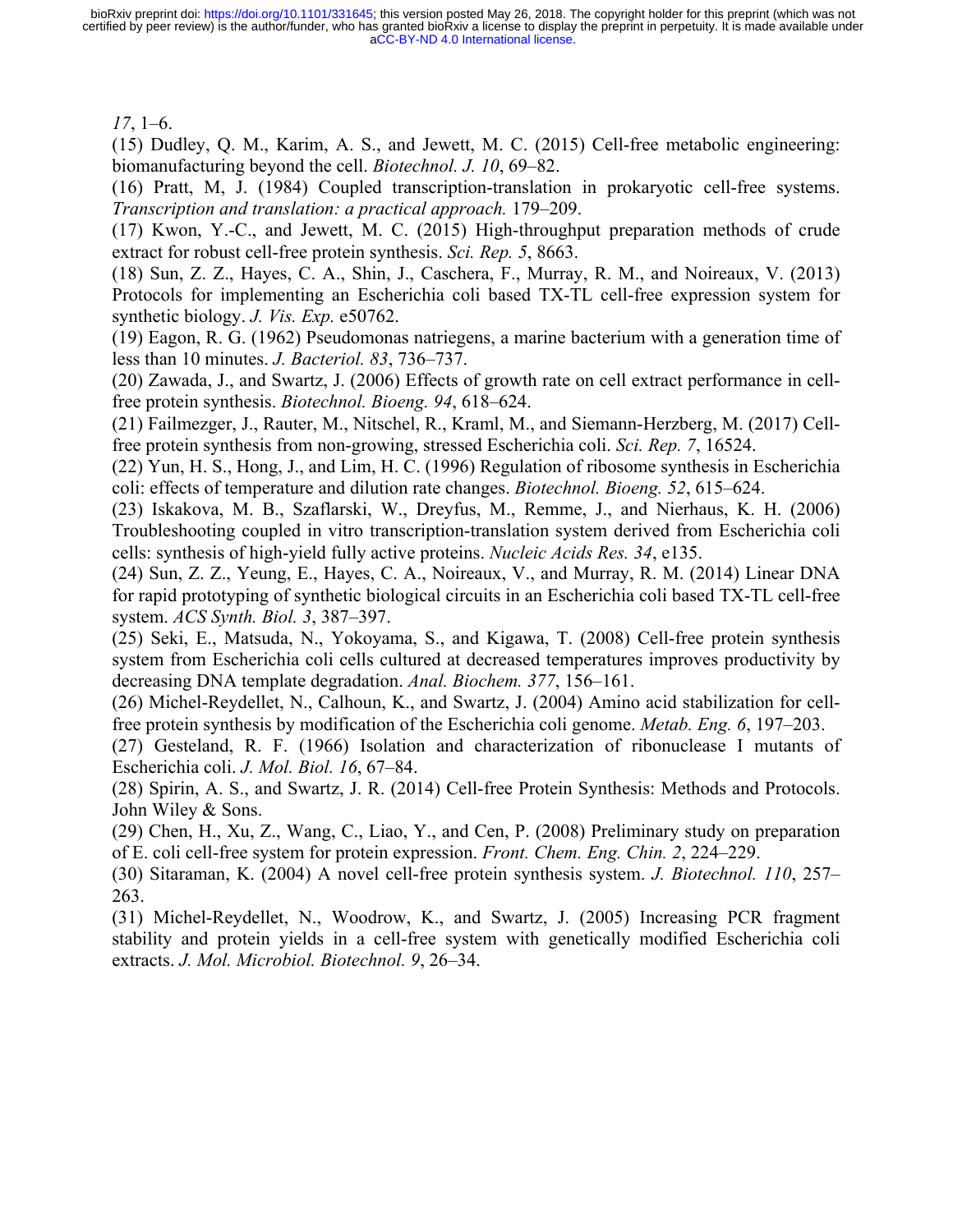*17*, 1–6.

(15) Dudley, Q. M., Karim, A. S., and Jewett, M. C. (2015) Cell-free metabolic engineering: biomanufacturing beyond the cell. *Biotechnol. J. 10*, 69–82.

(16) Pratt, M, J. (1984) Coupled transcription-translation in prokaryotic cell-free systems. *Transcription and translation: a practical approach.* 179–209.

(17) Kwon, Y.-C., and Jewett, M. C. (2015) High-throughput preparation methods of crude extract for robust cell-free protein synthesis. *Sci. Rep. 5*, 8663.

(18) Sun, Z. Z., Hayes, C. A., Shin, J., Caschera, F., Murray, R. M., and Noireaux, V. (2013) Protocols for implementing an Escherichia coli based TX-TL cell-free expression system for synthetic biology. *J. Vis. Exp.* e50762.

(19) Eagon, R. G. (1962) Pseudomonas natriegens, a marine bacterium with a generation time of less than 10 minutes. *J. Bacteriol. 83*, 736–737.

(20) Zawada, J., and Swartz, J. (2006) Effects of growth rate on cell extract performance in cell-free protein synthesis. *Biotechnol. Bioeng. 94*, 618–624.

(21) Failmezger, J., Rauter, M., Nitschel, R., Kraml, M., and Siemann-Herzberg, M. (2017) Cell-free protein synthesis from non-growing, stressed Escherichia coli. *Sci. Rep. 7*, 16524.

(22) Yun, H. S., Hong, J., and Lim, H. C. (1996) Regulation of ribosome synthesis in Escherichia coli: effects of temperature and dilution rate changes. *Biotechnol. Bioeng. 52*, 615–624.

(23) Iskakova, M. B., Szaflarski, W., Dreyfus, M., Remme, J., and Nierhaus, K. H. (2006) Troubleshooting coupled in vitro transcription-translation system derived from Escherichia coli cells: synthesis of high-yield fully active proteins. *Nucleic Acids Res. 34*, e135.

(24) Sun, Z. Z., Yeung, E., Hayes, C. A., Noireaux, V., and Murray, R. M. (2014) Linear DNA for rapid prototyping of synthetic biological circuits in an Escherichia coli based TX-TL cell-free system. *ACS Synth. Biol. 3*, 387–397.

(25) Seki, E., Matsuda, N., Yokoyama, S., and Kigawa, T. (2008) Cell-free protein synthesis system from Escherichia coli cells cultured at decreased temperatures improves productivity by decreasing DNA template degradation. *Anal. Biochem. 377*, 156–161.

(26) Michel-Reydellet, N., Calhoun, K., and Swartz, J. (2004) Amino acid stabilization for cell-free protein synthesis by modification of the Escherichia coli genome. *Metab. Eng. 6*, 197–203.

(27) Gesteland, R. F. (1966) Isolation and characterization of ribonuclease I mutants of Escherichia coli. *J. Mol. Biol. 16*, 67–84.

(28) Spirin, A. S., and Swartz, J. R. (2014) Cell-free Protein Synthesis: Methods and Protocols. John Wiley & Sons.

(29) Chen, H., Xu, Z., Wang, C., Liao, Y., and Cen, P. (2008) Preliminary study on preparation of E. coli cell-free system for protein expression. *Front. Chem. Eng. Chin. 2*, 224–229.

(30) Sitaraman, K. (2004) A novel cell-free protein synthesis system. *J. Biotechnol. 110*, 257–263.

(31) Michel-Reydellet, N., Woodrow, K., and Swartz, J. (2005) Increasing PCR fragment stability and protein yields in a cell-free system with genetically modified Escherichia coli extracts. *J. Mol. Microbiol. Biotechnol. 9*, 26–34.